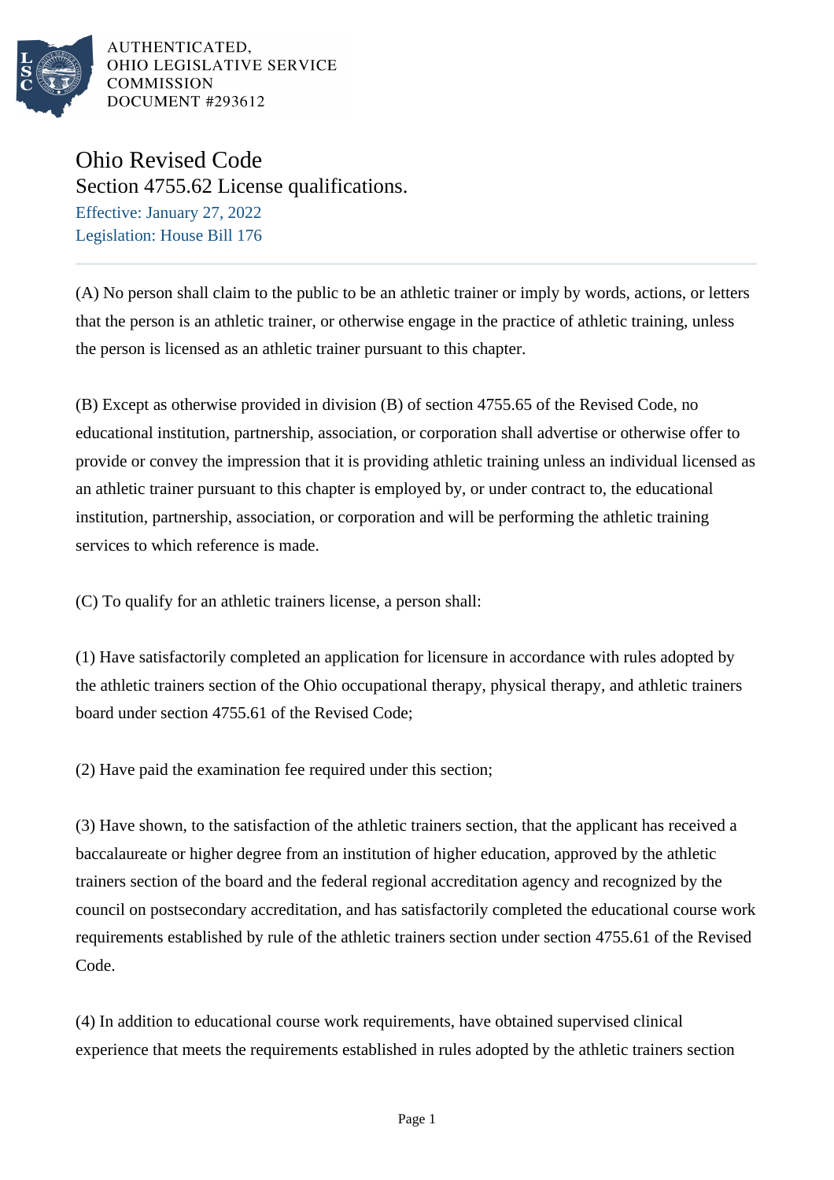AUTHENTICATED,
OHIO LEGISLATIVE SERVICE
COMMISSION
DOCUMENT #293612

# Ohio Revised Code

## Section 4755.62 License qualifications.

Effective: January 27, 2022

Legislation: House Bill 176

(A) No person shall claim to the public to be an athletic trainer or imply by words, actions, or letters that the person is an athletic trainer, or otherwise engage in the practice of athletic training, unless the person is licensed as an athletic trainer pursuant to this chapter.

(B) Except as otherwise provided in division (B) of section 4755.65 of the Revised Code, no educational institution, partnership, association, or corporation shall advertise or otherwise offer to provide or convey the impression that it is providing athletic training unless an individual licensed as an athletic trainer pursuant to this chapter is employed by, or under contract to, the educational institution, partnership, association, or corporation and will be performing the athletic training services to which reference is made.

(C) To qualify for an athletic trainers license, a person shall:

(1) Have satisfactorily completed an application for licensure in accordance with rules adopted by the athletic trainers section of the Ohio occupational therapy, physical therapy, and athletic trainers board under section 4755.61 of the Revised Code;

(2) Have paid the examination fee required under this section;

(3) Have shown, to the satisfaction of the athletic trainers section, that the applicant has received a baccalaureate or higher degree from an institution of higher education, approved by the athletic trainers section of the board and the federal regional accreditation agency and recognized by the council on postsecondary accreditation, and has satisfactorily completed the educational course work requirements established by rule of the athletic trainers section under section 4755.61 of the Revised Code.

(4) In addition to educational course work requirements, have obtained supervised clinical experience that meets the requirements established in rules adopted by the athletic trainers section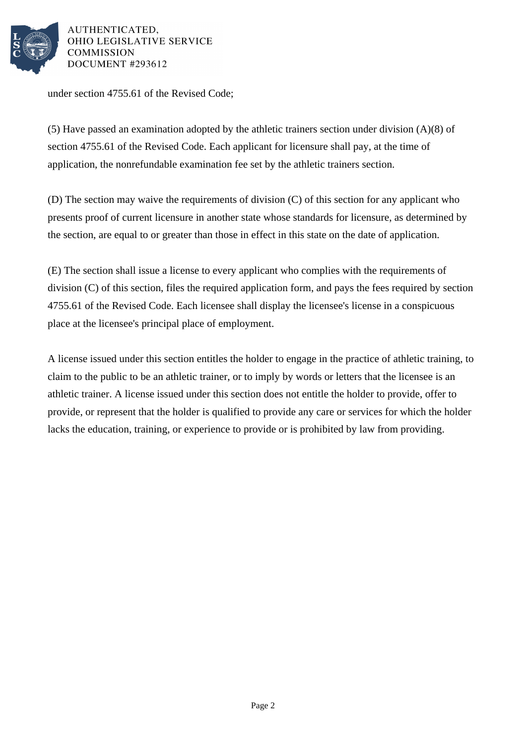under section 4755.61 of the Revised Code;

(5) Have passed an examination adopted by the athletic trainers section under division (A)(8) of section 4755.61 of the Revised Code. Each applicant for licensure shall pay, at the time of application, the nonrefundable examination fee set by the athletic trainers section.

(D) The section may waive the requirements of division (C) of this section for any applicant who presents proof of current licensure in another state whose standards for licensure, as determined by the section, are equal to or greater than those in effect in this state on the date of application.

(E) The section shall issue a license to every applicant who complies with the requirements of division (C) of this section, files the required application form, and pays the fees required by section 4755.61 of the Revised Code. Each licensee shall display the licensee's license in a conspicuous place at the licensee's principal place of employment.

A license issued under this section entitles the holder to engage in the practice of athletic training, to claim to the public to be an athletic trainer, or to imply by words or letters that the licensee is an athletic trainer. A license issued under this section does not entitle the holder to provide, offer to provide, or represent that the holder is qualified to provide any care or services for which the holder lacks the education, training, or experience to provide or is prohibited by law from providing.